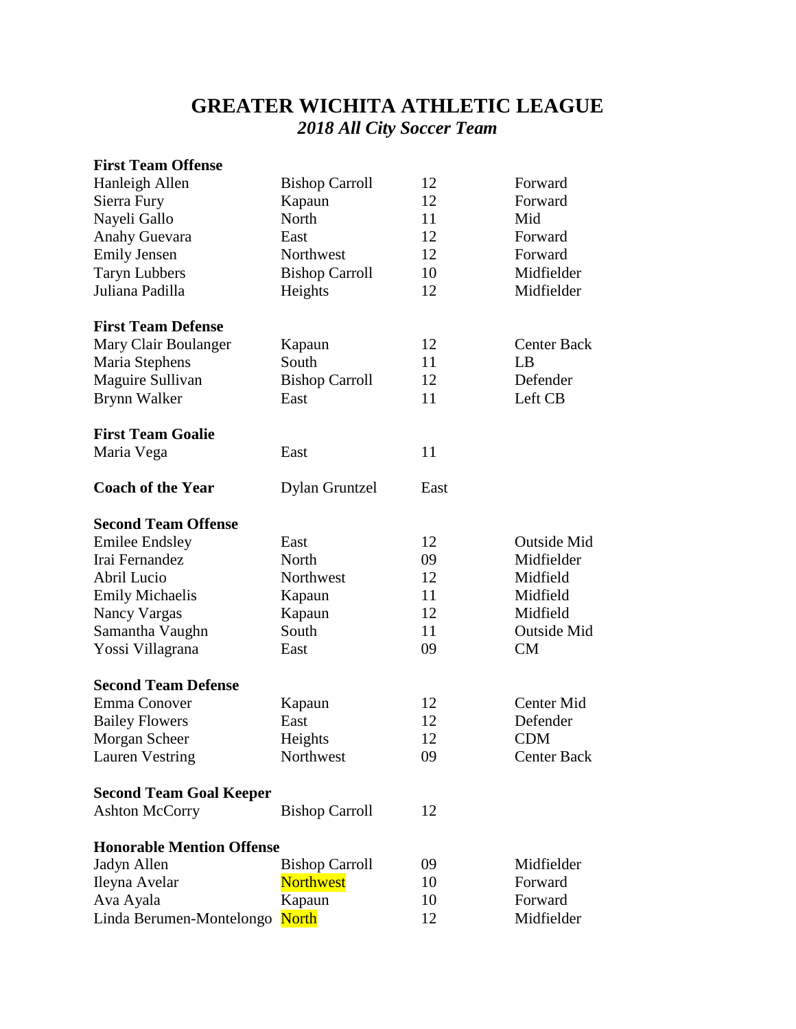# GREATER WICHITA ATHLETIC LEAGUE

## *2018 All City Soccer Team*

**First Team Offense**

| Name | School | Grade | Position |
|---|---|---|---|
| Hanleigh Allen | Bishop Carroll | 12 | Forward |
| Sierra Fury | Kapaun | 12 | Forward |
| Nayeli Gallo | North | 11 | Mid |
| Anahy Guevara | East | 12 | Forward |
| Emily Jensen | Northwest | 12 | Forward |
| Taryn Lubbers | Bishop Carroll | 10 | Midfielder |
| Juliana Padilla | Heights | 12 | Midfielder |

**First Team Defense**

| Name | School | Grade | Position |
|---|---|---|---|
| Mary Clair Boulanger | Kapaun | 12 | Center Back |
| Maria Stephens | South | 11 | LB |
| Maguire Sullivan | Bishop Carroll | 12 | Defender |
| Brynn Walker | East | 11 | Left CB |

**First Team Goalie**

| Name | School | Grade |
|---|---|---|
| Maria Vega | East | 11 |

**Coach of the Year** Dylan Gruntzel East

**Second Team Offense**

| Name | School | Grade | Position |
|---|---|---|---|
| Emilee Endsley | East | 12 | Outside Mid |
| Irai Fernandez | North | 09 | Midfielder |
| Abril Lucio | Northwest | 12 | Midfield |
| Emily Michaelis | Kapaun | 11 | Midfield |
| Nancy Vargas | Kapaun | 12 | Midfield |
| Samantha Vaughn | South | 11 | Outside Mid |
| Yossi Villagrana | East | 09 | CM |

**Second Team Defense**

| Name | School | Grade | Position |
|---|---|---|---|
| Emma Conover | Kapaun | 12 | Center Mid |
| Bailey Flowers | East | 12 | Defender |
| Morgan Scheer | Heights | 12 | CDM |
| Lauren Vestring | Northwest | 09 | Center Back |

**Second Team Goal Keeper**

| Name | School | Grade |
|---|---|---|
| Ashton McCorry | Bishop Carroll | 12 |

**Honorable Mention Offense**

| Name | School | Grade | Position |
|---|---|---|---|
| Jadyn Allen | Bishop Carroll | 09 | Midfielder |
| Ileyna Avelar | Northwest | 10 | Forward |
| Ava Ayala | Kapaun | 10 | Forward |
| Linda Berumen-Montelongo | North | 12 | Midfielder |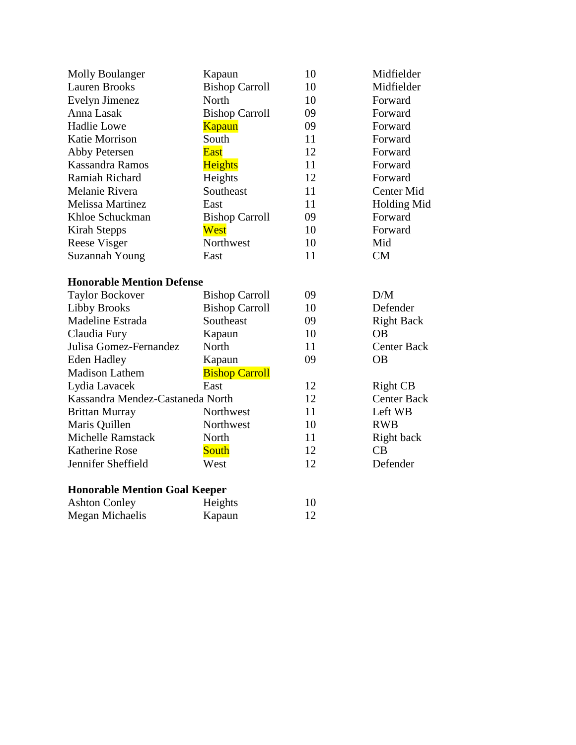| | | | |
|---|---|---|---|
| Molly Boulanger | Kapaun | 10 | Midfielder |
| Lauren Brooks | Bishop Carroll | 10 | Midfielder |
| Evelyn Jimenez | North | 10 | Forward |
| Anna Lasak | Bishop Carroll | 09 | Forward |
| Hadlie Lowe | Kapaun | 09 | Forward |
| Katie Morrison | South | 11 | Forward |
| Abby Petersen | East | 12 | Forward |
| Kassandra Ramos | Heights | 11 | Forward |
| Ramiah Richard | Heights | 12 | Forward |
| Melanie Rivera | Southeast | 11 | Center Mid |
| Melissa Martinez | East | 11 | Holding Mid |
| Khloe Schuckman | Bishop Carroll | 09 | Forward |
| Kirah Stepps | West | 10 | Forward |
| Reese Visger | Northwest | 10 | Mid |
| Suzannah Young | East | 11 | CM |

**Honorable Mention Defense**

| | | | |
|---|---|---|---|
| Taylor Bockover | Bishop Carroll | 09 | D/M |
| Libby Brooks | Bishop Carroll | 10 | Defender |
| Madeline Estrada | Southeast | 09 | Right Back |
| Claudia Fury | Kapaun | 10 | OB |
| Julisa Gomez-Fernandez | North | 11 | Center Back |
| Eden Hadley | Kapaun | 09 | OB |
| Madison Lathem | Bishop Carroll | | |
| Lydia Lavacek | East | 12 | Right CB |
| Kassandra Mendez-Castaneda | North | 12 | Center Back |
| Brittan Murray | Northwest | 11 | Left WB |
| Maris Quillen | Northwest | 10 | RWB |
| Michelle Ramstack | North | 11 | Right back |
| Katherine Rose | South | 12 | CB |
| Jennifer Sheffield | West | 12 | Defender |

**Honorable Mention Goal Keeper**

| | | |
|---|---|---|
| Ashton Conley | Heights | 10 |
| Megan Michaelis | Kapaun | 12 |